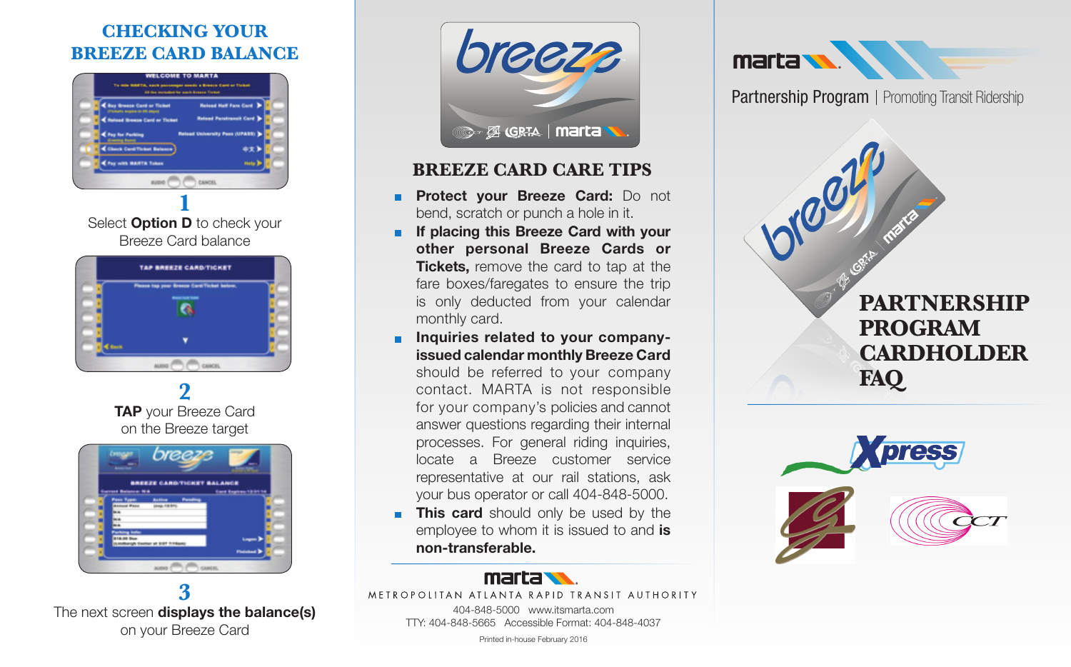## CHECKING YOUR BREEZE CARD BALANCE

**1**

Select **Option D** to check your Breeze Card balance

**2**

**TAP** your Breeze Card on the Breeze target

**3**

The next screen **displays the balance(s)** on your Breeze Card

## BREEZE CARD CARE TIPS

- **Protect your Breeze Card:** Do not bend, scratch or punch a hole in it.
- **If placing this Breeze Card with your other personal Breeze Cards or Tickets,** remove the card to tap at the fare boxes/faregates to ensure the trip is only deducted from your calendar monthly card.
- **Inquiries related to your company-issued calendar monthly Breeze Card** should be referred to your company contact. MARTA is not responsible for your company's policies and cannot answer questions regarding their internal processes. For general riding inquiries, locate a Breeze customer service representative at our rail stations, ask your bus operator or call 404-848-5000.
- **This card** should only be used by the employee to whom it is issued to and **is non-transferable.**

marta

METROPOLITAN ATLANTA RAPID TRANSIT AUTHORITY

404-848-5000 www.itsmarta.com

TTY: 404-848-5665 Accessible Format: 404-848-4037

Printed in-house February 2016

marta

Partnership Program | Promoting Transit Ridership

# PARTNERSHIP PROGRAM CARDHOLDER FAQ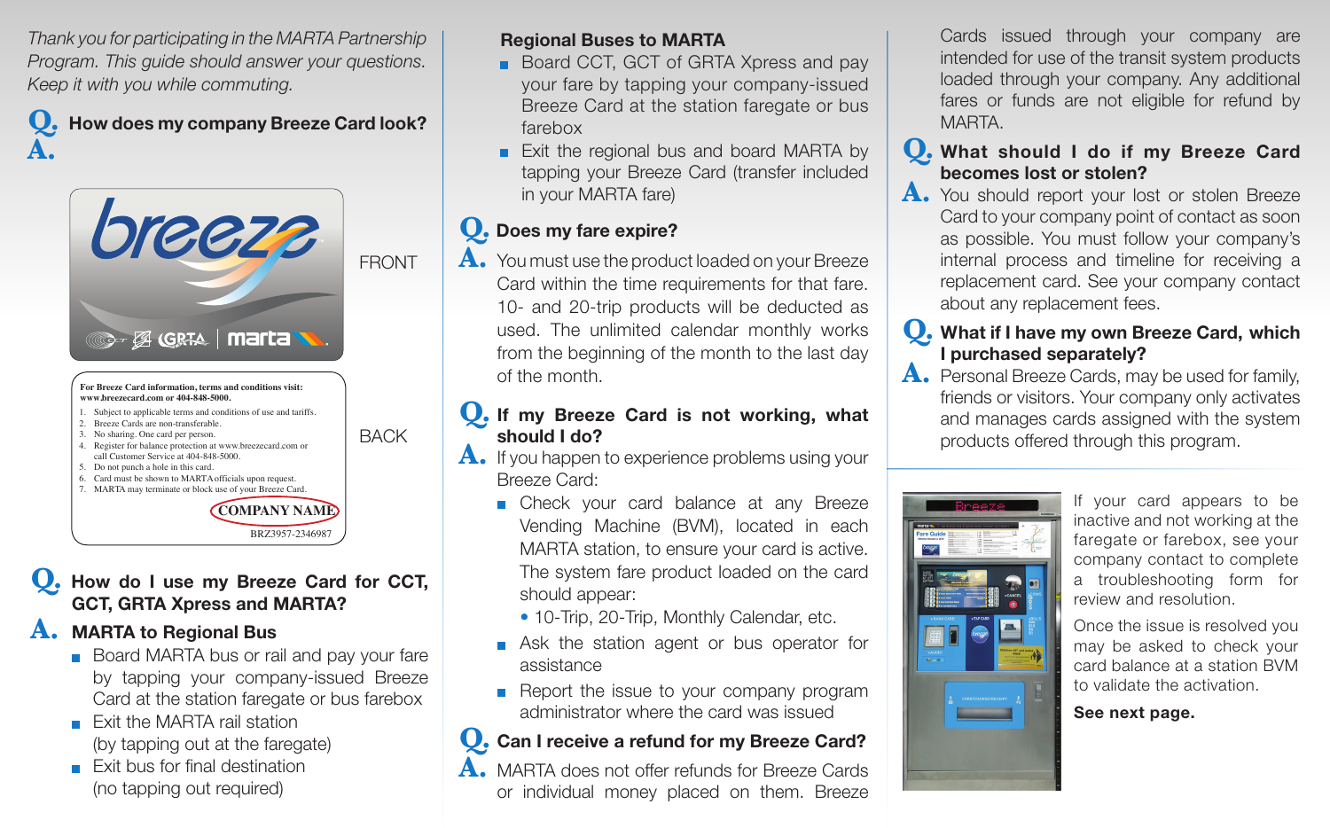*Thank you for participating in the MARTA Partnership Program. This guide should answer your questions. Keep it with you while commuting.*

**Q. How does my company Breeze Card look?**

**A.**

FRONT

breeze

GRTA | marta

BACK

For Breeze Card information, terms and conditions visit: www.breezecard.com or 404-848-5000.

1. Subject to applicable terms and conditions of use and tariffs.
2. Breeze Cards are non-transferable.
3. No sharing. One card per person.
4. Register for balance protection at www.breezecard.com or call Customer Service at 404-848-5000.
5. Do not punch a hole in this card.
6. Card must be shown to MARTA officials upon request.
7. MARTA may terminate or block use of your Breeze Card.

COMPANY NAME

BRZ3957-2346987

**Q. How do I use my Breeze Card for CCT, GCT, GRTA Xpress and MARTA?**

**A. MARTA to Regional Bus**

- Board MARTA bus or rail and pay your fare by tapping your company-issued Breeze Card at the station faregate or bus farebox
- Exit the MARTA rail station (by tapping out at the faregate)
- Exit bus for final destination (no tapping out required)

**Regional Buses to MARTA**

- Board CCT, GCT of GRTA Xpress and pay your fare by tapping your company-issued Breeze Card at the station faregate or bus farebox
- Exit the regional bus and board MARTA by tapping your Breeze Card (transfer included in your MARTA fare)

**Q. Does my fare expire?**

**A.** You must use the product loaded on your Breeze Card within the time requirements for that fare. 10- and 20-trip products will be deducted as used. The unlimited calendar monthly works from the beginning of the month to the last day of the month.

**Q. If my Breeze Card is not working, what should I do?**

**A.** If you happen to experience problems using your Breeze Card:

- Check your card balance at any Breeze Vending Machine (BVM), located in each MARTA station, to ensure your card is active. The system fare product loaded on the card should appear:
  - 10-Trip, 20-Trip, Monthly Calendar, etc.
- Ask the station agent or bus operator for assistance
- Report the issue to your company program administrator where the card was issued

**Q. Can I receive a refund for my Breeze Card?**

**A.** MARTA does not offer refunds for Breeze Cards or individual money placed on them. Breeze Cards issued through your company are intended for use of the transit system products loaded through your company. Any additional fares or funds are not eligible for refund by MARTA.

**Q. What should I do if my Breeze Card becomes lost or stolen?**

**A.** You should report your lost or stolen Breeze Card to your company point of contact as soon as possible. You must follow your company's internal process and timeline for receiving a replacement card. See your company contact about any replacement fees.

**Q. What if I have my own Breeze Card, which I purchased separately?**

**A.** Personal Breeze Cards, may be used for family, friends or visitors. Your company only activates and manages cards assigned with the system products offered through this program.

If your card appears to be inactive and not working at the faregate or farebox, see your company contact to complete a troubleshooting form for review and resolution.

Once the issue is resolved you may be asked to check your card balance at a station BVM to validate the activation.

**See next page.**